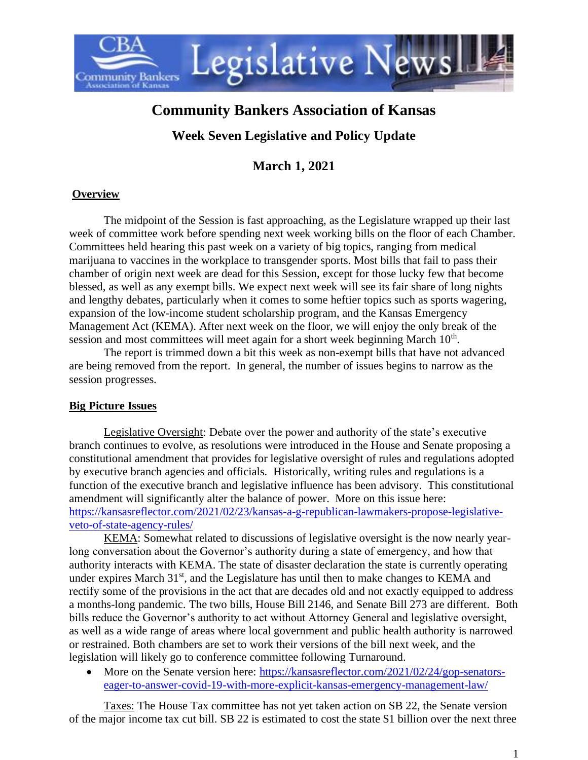# Community Bankers Association of Kansas

## Week Seven Legislative and Policy Update

## March 1, 2021

**Overview**

The midpoint of the Session is fast approaching, as the Legislature wrapped up their last week of committee work before spending next week working bills on the floor of each Chamber. Committees held hearing this past week on a variety of big topics, ranging from medical marijuana to vaccines in the workplace to transgender sports. Most bills that fail to pass their chamber of origin next week are dead for this Session, except for those lucky few that become blessed, as well as any exempt bills. We expect next week will see its fair share of long nights and lengthy debates, particularly when it comes to some heftier topics such as sports wagering, expansion of the low-income student scholarship program, and the Kansas Emergency Management Act (KEMA). After next week on the floor, we will enjoy the only break of the session and most committees will meet again for a short week beginning March 10th.

The report is trimmed down a bit this week as non-exempt bills that have not advanced are being removed from the report. In general, the number of issues begins to narrow as the session progresses.

**Big Picture Issues**

Legislative Oversight: Debate over the power and authority of the state's executive branch continues to evolve, as resolutions were introduced in the House and Senate proposing a constitutional amendment that provides for legislative oversight of rules and regulations adopted by executive branch agencies and officials. Historically, writing rules and regulations is a function of the executive branch and legislative influence has been advisory. This constitutional amendment will significantly alter the balance of power. More on this issue here: https://kansasreflector.com/2021/02/23/kansas-a-g-republican-lawmakers-propose-legislative-veto-of-state-agency-rules/

KEMA: Somewhat related to discussions of legislative oversight is the now nearly year-long conversation about the Governor's authority during a state of emergency, and how that authority interacts with KEMA. The state of disaster declaration the state is currently operating under expires March 31st, and the Legislature has until then to make changes to KEMA and rectify some of the provisions in the act that are decades old and not exactly equipped to address a months-long pandemic. The two bills, House Bill 2146, and Senate Bill 273 are different. Both bills reduce the Governor's authority to act without Attorney General and legislative oversight, as well as a wide range of areas where local government and public health authority is narrowed or restrained. Both chambers are set to work their versions of the bill next week, and the legislation will likely go to conference committee following Turnaround.

- More on the Senate version here: https://kansasreflector.com/2021/02/24/gop-senators-eager-to-answer-covid-19-with-more-explicit-kansas-emergency-management-law/

Taxes: The House Tax committee has not yet taken action on SB 22, the Senate version of the major income tax cut bill. SB 22 is estimated to cost the state $1 billion over the next three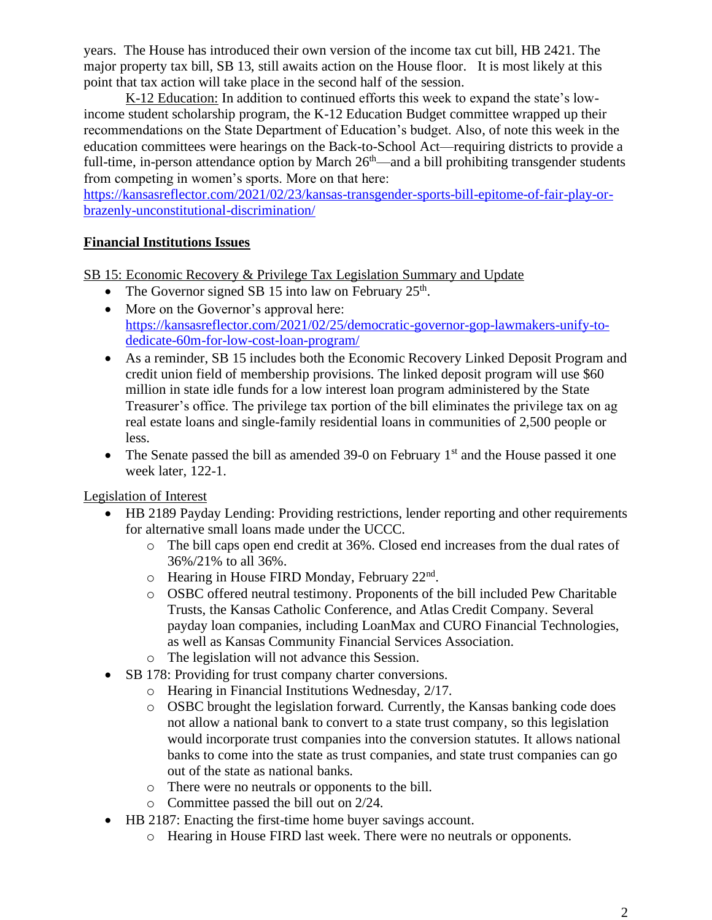years. The House has introduced their own version of the income tax cut bill, HB 2421. The major property tax bill, SB 13, still awaits action on the House floor. It is most likely at this point that tax action will take place in the second half of the session.

K-12 Education: In addition to continued efforts this week to expand the state's low-income student scholarship program, the K-12 Education Budget committee wrapped up their recommendations on the State Department of Education's budget. Also, of note this week in the education committees were hearings on the Back-to-School Act—requiring districts to provide a full-time, in-person attendance option by March 26th—and a bill prohibiting transgender students from competing in women's sports. More on that here: https://kansasreflector.com/2021/02/23/kansas-transgender-sports-bill-epitome-of-fair-play-or-brazenly-unconstitutional-discrimination/

## Financial Institutions Issues

SB 15: Economic Recovery & Privilege Tax Legislation Summary and Update

- The Governor signed SB 15 into law on February 25th.
- More on the Governor's approval here: https://kansasreflector.com/2021/02/25/democratic-governor-gop-lawmakers-unify-to-dedicate-60m-for-low-cost-loan-program/
- As a reminder, SB 15 includes both the Economic Recovery Linked Deposit Program and credit union field of membership provisions. The linked deposit program will use $60 million in state idle funds for a low interest loan program administered by the State Treasurer's office. The privilege tax portion of the bill eliminates the privilege tax on ag real estate loans and single-family residential loans in communities of 2,500 people or less.
- The Senate passed the bill as amended 39-0 on February 1st and the House passed it one week later, 122-1.

Legislation of Interest

- HB 2189 Payday Lending: Providing restrictions, lender reporting and other requirements for alternative small loans made under the UCCC.
  - The bill caps open end credit at 36%. Closed end increases from the dual rates of 36%/21% to all 36%.
  - Hearing in House FIRD Monday, February 22nd.
  - OSBC offered neutral testimony. Proponents of the bill included Pew Charitable Trusts, the Kansas Catholic Conference, and Atlas Credit Company. Several payday loan companies, including LoanMax and CURO Financial Technologies, as well as Kansas Community Financial Services Association.
  - The legislation will not advance this Session.
- SB 178: Providing for trust company charter conversions.
  - Hearing in Financial Institutions Wednesday, 2/17.
  - OSBC brought the legislation forward. Currently, the Kansas banking code does not allow a national bank to convert to a state trust company, so this legislation would incorporate trust companies into the conversion statutes. It allows national banks to come into the state as trust companies, and state trust companies can go out of the state as national banks.
  - There were no neutrals or opponents to the bill.
  - Committee passed the bill out on 2/24.
- HB 2187: Enacting the first-time home buyer savings account.
  - Hearing in House FIRD last week. There were no neutrals or opponents.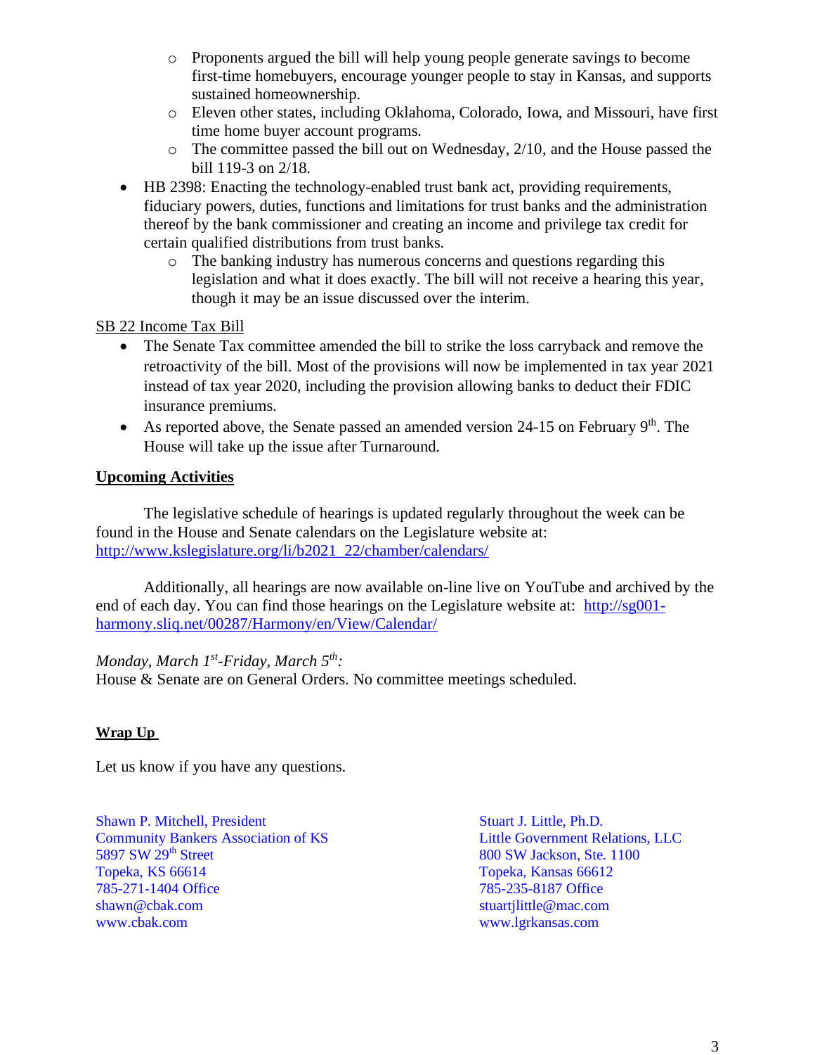- Proponents argued the bill will help young people generate savings to become first-time homebuyers, encourage younger people to stay in Kansas, and supports sustained homeownership.
    - Eleven other states, including Oklahoma, Colorado, Iowa, and Missouri, have first time home buyer account programs.
    - The committee passed the bill out on Wednesday, 2/10, and the House passed the bill 119-3 on 2/18.
- HB 2398: Enacting the technology-enabled trust bank act, providing requirements, fiduciary powers, duties, functions and limitations for trust banks and the administration thereof by the bank commissioner and creating an income and privilege tax credit for certain qualified distributions from trust banks.
    - The banking industry has numerous concerns and questions regarding this legislation and what it does exactly. The bill will not receive a hearing this year, though it may be an issue discussed over the interim.

<u>SB 22 Income Tax Bill</u>

- The Senate Tax committee amended the bill to strike the loss carryback and remove the retroactivity of the bill. Most of the provisions will now be implemented in tax year 2021 instead of tax year 2020, including the provision allowing banks to deduct their FDIC insurance premiums.
- As reported above, the Senate passed an amended version 24-15 on February 9th. The House will take up the issue after Turnaround.

## Upcoming Activities

The legislative schedule of hearings is updated regularly throughout the week can be found in the House and Senate calendars on the Legislature website at: http://www.kslegislature.org/li/b2021_22/chamber/calendars/

Additionally, all hearings are now available on-line live on YouTube and archived by the end of each day. You can find those hearings on the Legislature website at: http://sg001-harmony.sliq.net/00287/Harmony/en/View/Calendar/

*Monday, March 1st-Friday, March 5th:*
House & Senate are on General Orders. No committee meetings scheduled.

## Wrap Up

Let us know if you have any questions.

Shawn P. Mitchell, President
Community Bankers Association of KS
5897 SW 29th Street
Topeka, KS 66614
785-271-1404 Office
shawn@cbak.com
www.cbak.com

Stuart J. Little, Ph.D.
Little Government Relations, LLC
800 SW Jackson, Ste. 1100
Topeka, Kansas 66612
785-235-8187 Office
stuartjlittle@mac.com
www.lgrkansas.com